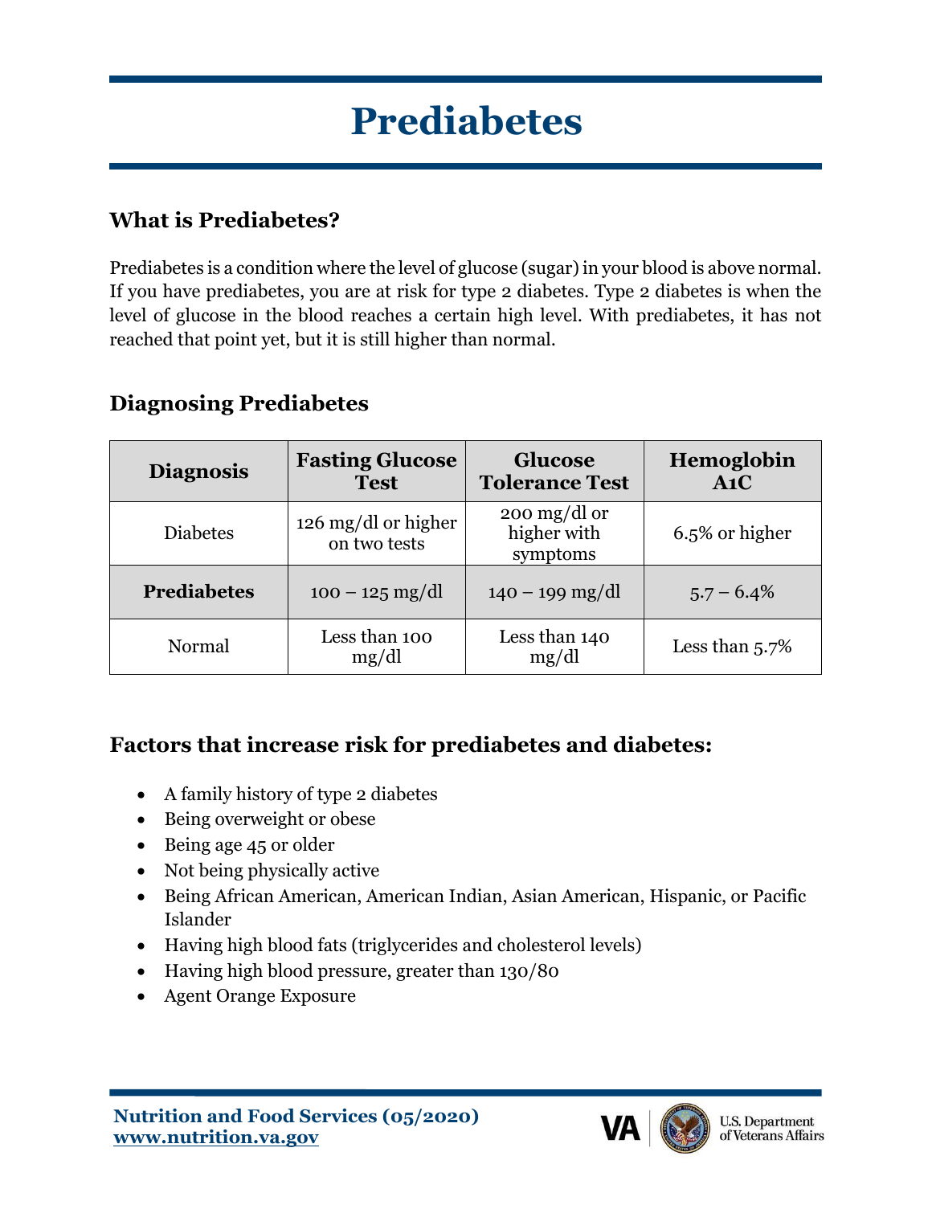# Prediabetes

## What is Prediabetes?

Prediabetes is a condition where the level of glucose (sugar) in your blood is above normal. If you have prediabetes, you are at risk for type 2 diabetes. Type 2 diabetes is when the level of glucose in the blood reaches a certain high level. With prediabetes, it has not reached that point yet, but it is still higher than normal.

## Diagnosing Prediabetes

| Diagnosis | Fasting Glucose Test | Glucose Tolerance Test | Hemoglobin A1C |
|---|---|---|---|
| Diabetes | 126 mg/dl or higher on two tests | 200 mg/dl or higher with symptoms | 6.5% or higher |
| **Prediabetes** | 100 – 125 mg/dl | 140 – 199 mg/dl | 5.7 – 6.4% |
| Normal | Less than 100 mg/dl | Less than 140 mg/dl | Less than 5.7% |

## Factors that increase risk for prediabetes and diabetes:

- A family history of type 2 diabetes
- Being overweight or obese
- Being age 45 or older
- Not being physically active
- Being African American, American Indian, Asian American, Hispanic, or Pacific Islander
- Having high blood fats (triglycerides and cholesterol levels)
- Having high blood pressure, greater than 130/80
- Agent Orange Exposure

**Nutrition and Food Services (05/2020)**
**www.nutrition.va.gov**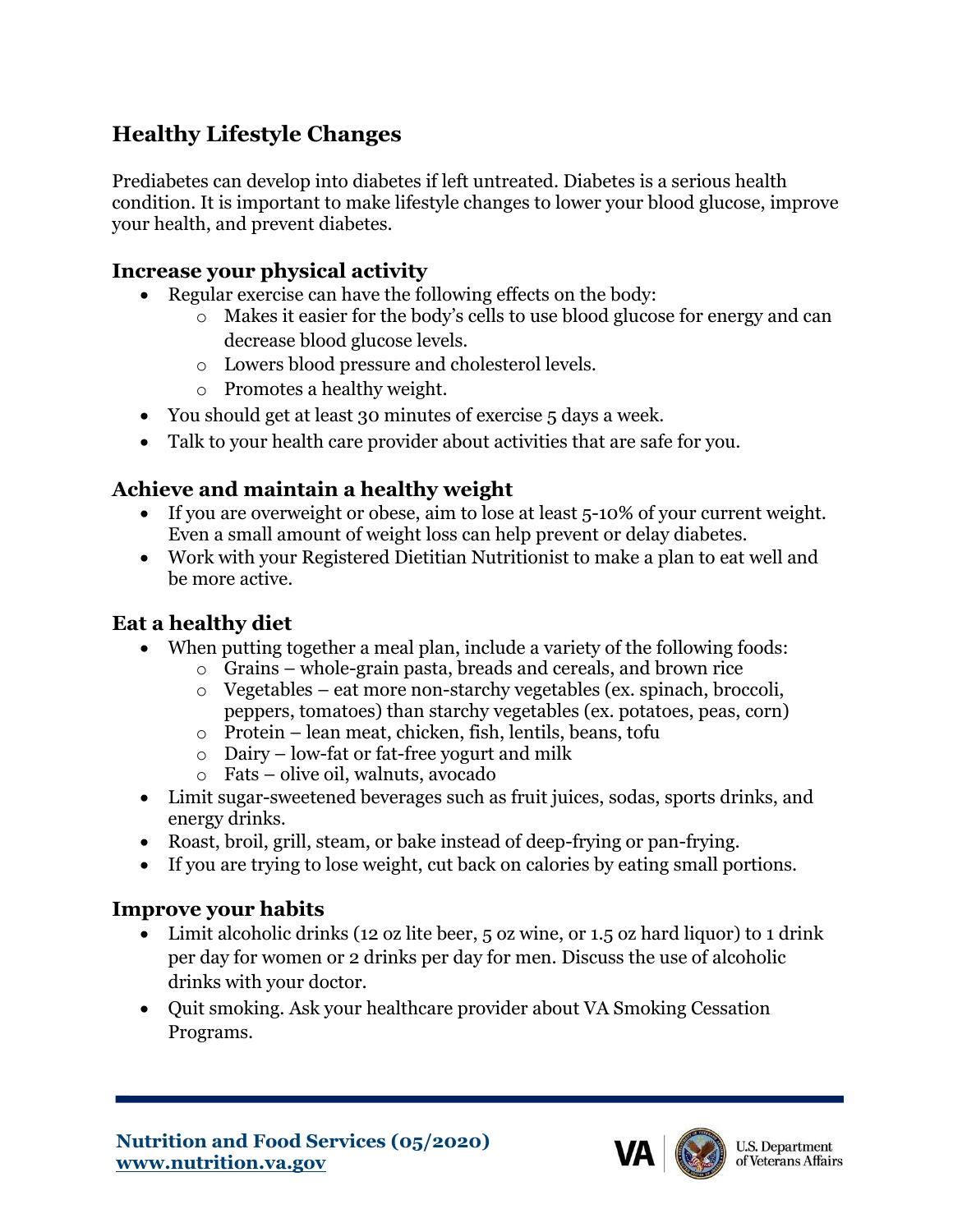## Healthy Lifestyle Changes

Prediabetes can develop into diabetes if left untreated. Diabetes is a serious health condition. It is important to make lifestyle changes to lower your blood glucose, improve your health, and prevent diabetes.

### Increase your physical activity

- Regular exercise can have the following effects on the body:
  - Makes it easier for the body's cells to use blood glucose for energy and can decrease blood glucose levels.
  - Lowers blood pressure and cholesterol levels.
  - Promotes a healthy weight.
- You should get at least 30 minutes of exercise 5 days a week.
- Talk to your health care provider about activities that are safe for you.

### Achieve and maintain a healthy weight

- If you are overweight or obese, aim to lose at least 5-10% of your current weight. Even a small amount of weight loss can help prevent or delay diabetes.
- Work with your Registered Dietitian Nutritionist to make a plan to eat well and be more active.

### Eat a healthy diet

- When putting together a meal plan, include a variety of the following foods:
  - Grains – whole-grain pasta, breads and cereals, and brown rice
  - Vegetables – eat more non-starchy vegetables (ex. spinach, broccoli, peppers, tomatoes) than starchy vegetables (ex. potatoes, peas, corn)
  - Protein – lean meat, chicken, fish, lentils, beans, tofu
  - Dairy – low-fat or fat-free yogurt and milk
  - Fats – olive oil, walnuts, avocado
- Limit sugar-sweetened beverages such as fruit juices, sodas, sports drinks, and energy drinks.
- Roast, broil, grill, steam, or bake instead of deep-frying or pan-frying.
- If you are trying to lose weight, cut back on calories by eating small portions.

### Improve your habits

- Limit alcoholic drinks (12 oz lite beer, 5 oz wine, or 1.5 oz hard liquor) to 1 drink per day for women or 2 drinks per day for men. Discuss the use of alcoholic drinks with your doctor.
- Quit smoking. Ask your healthcare provider about VA Smoking Cessation Programs.

**Nutrition and Food Services (05/2020)**
**www.nutrition.va.gov**

VA | U.S. Department of Veterans Affairs